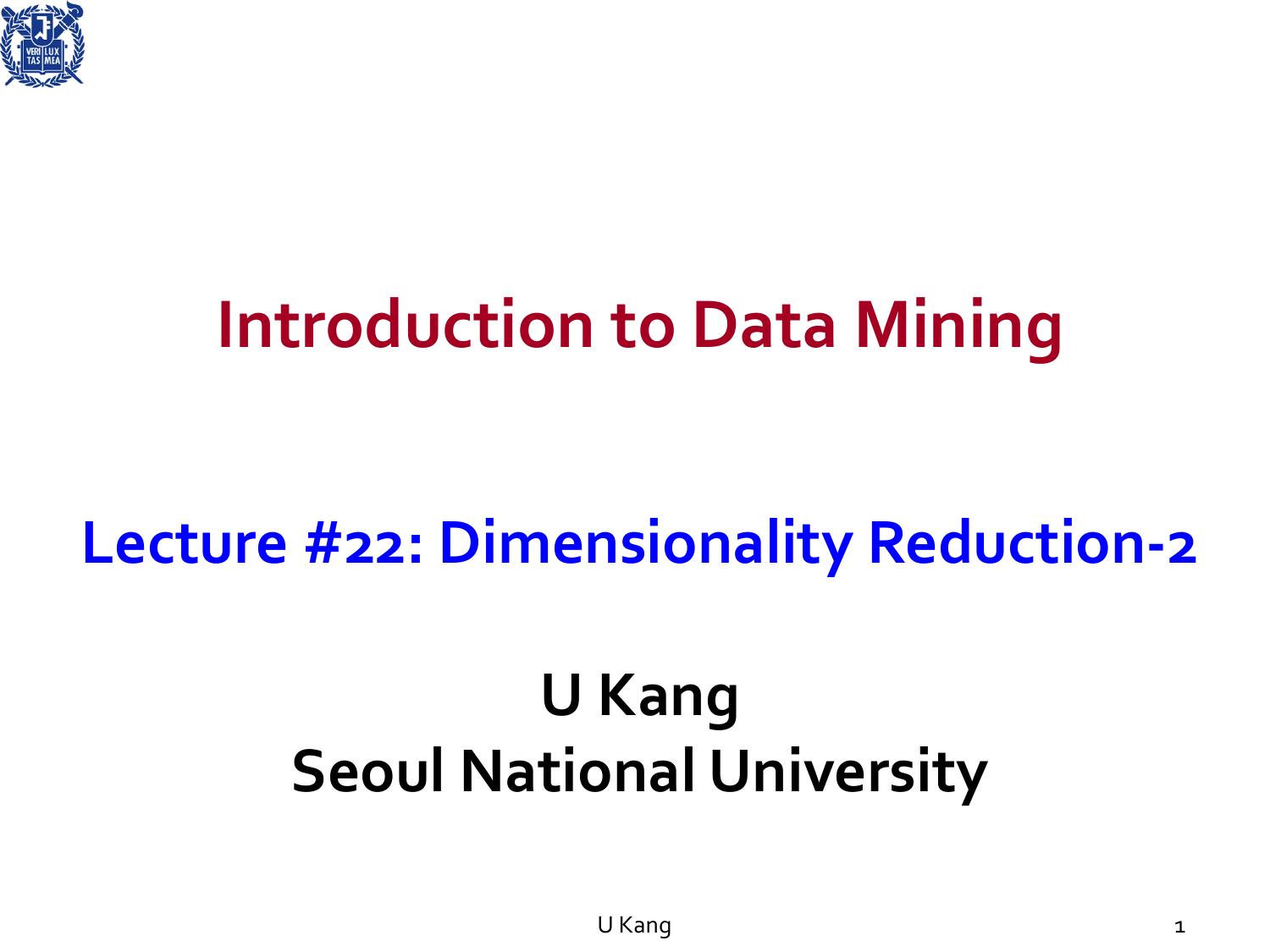# Introduction to Data Mining

## Lecture #22: Dimensionality Reduction-2

**U Kang**
**Seoul National University**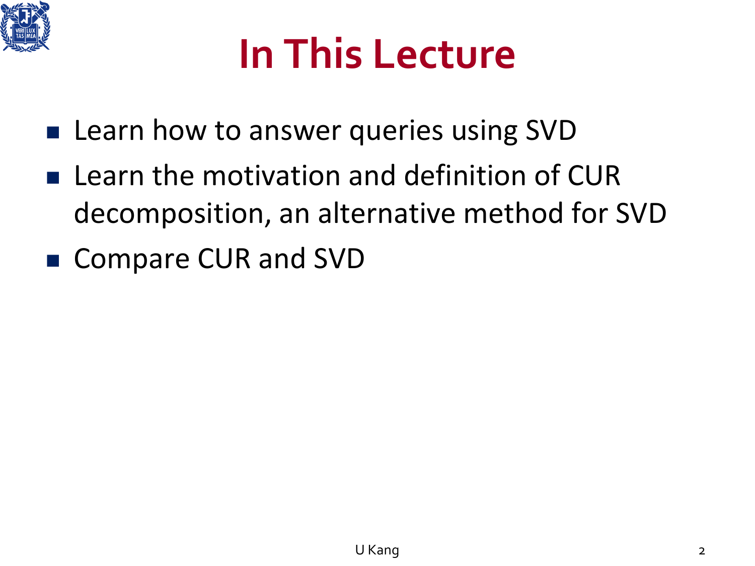# In This Lecture

- Learn how to answer queries using SVD
- Learn the motivation and definition of CUR decomposition, an alternative method for SVD
- Compare CUR and SVD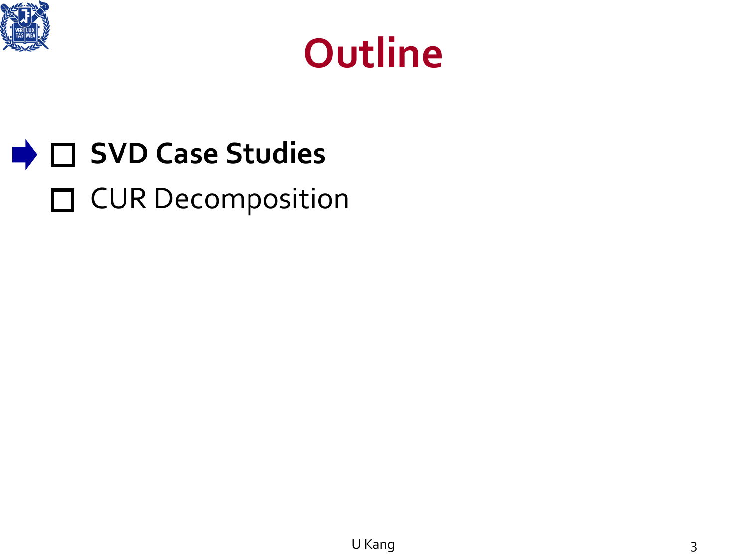# Outline

- ☐ **SVD Case Studies**
- ☐ CUR Decomposition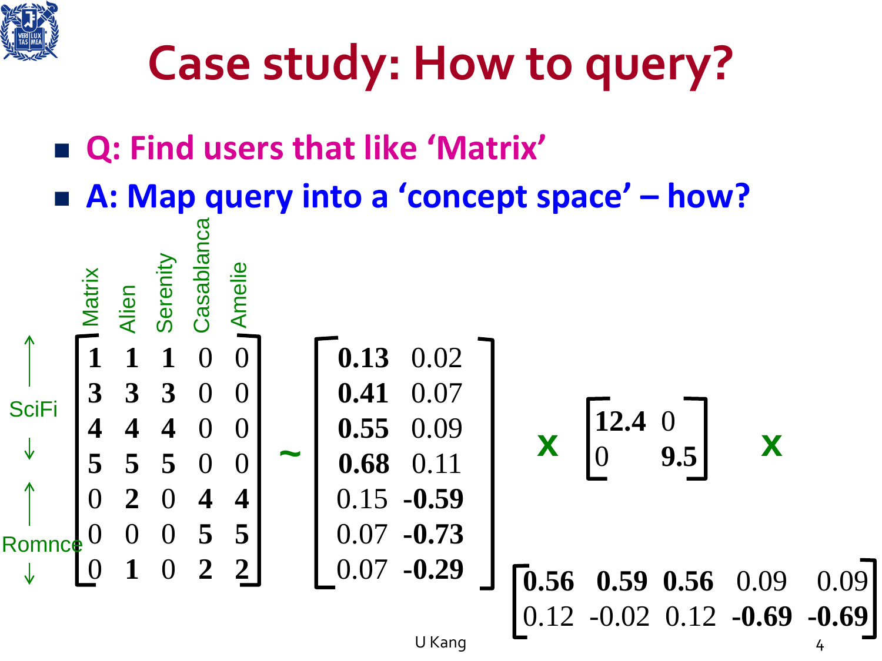# Case study: How to query?

- **Q: Find users that like 'Matrix'**
- **A: Map query into a 'concept space' – how?**

Columns: Matrix, Alien, Serenity, Casablanca, Amelie. Rows: SciFi (first four), Romnce (last three).

$$
\begin{bmatrix}
\mathbf{1} & \mathbf{1} & \mathbf{1} & 0 & 0 \\
\mathbf{3} & \mathbf{3} & \mathbf{3} & 0 & 0 \\
\mathbf{4} & \mathbf{4} & \mathbf{4} & 0 & 0 \\
\mathbf{5} & \mathbf{5} & \mathbf{5} & 0 & 0 \\
0 & \mathbf{2} & 0 & \mathbf{4} & \mathbf{4} \\
0 & 0 & 0 & \mathbf{5} & \mathbf{5} \\
0 & \mathbf{1} & 0 & \mathbf{2} & \mathbf{2}
\end{bmatrix}
\sim
\begin{bmatrix}
\mathbf{0.13} & 0.02 \\
\mathbf{0.41} & 0.07 \\
\mathbf{0.55} & 0.09 \\
\mathbf{0.68} & 0.11 \\
0.15 & \mathbf{-0.59} \\
0.07 & \mathbf{-0.73} \\
0.07 & \mathbf{-0.29}
\end{bmatrix}
\times
\begin{bmatrix}
\mathbf{12.4} & 0 \\
0 & \mathbf{9.5}
\end{bmatrix}
\times
\begin{bmatrix}
\mathbf{0.56} & \mathbf{0.59} & \mathbf{0.56} & 0.09 & 0.09 \\
0.12 & -0.02 & 0.12 & \mathbf{-0.69} & \mathbf{-0.69}
\end{bmatrix}
$$

U Kang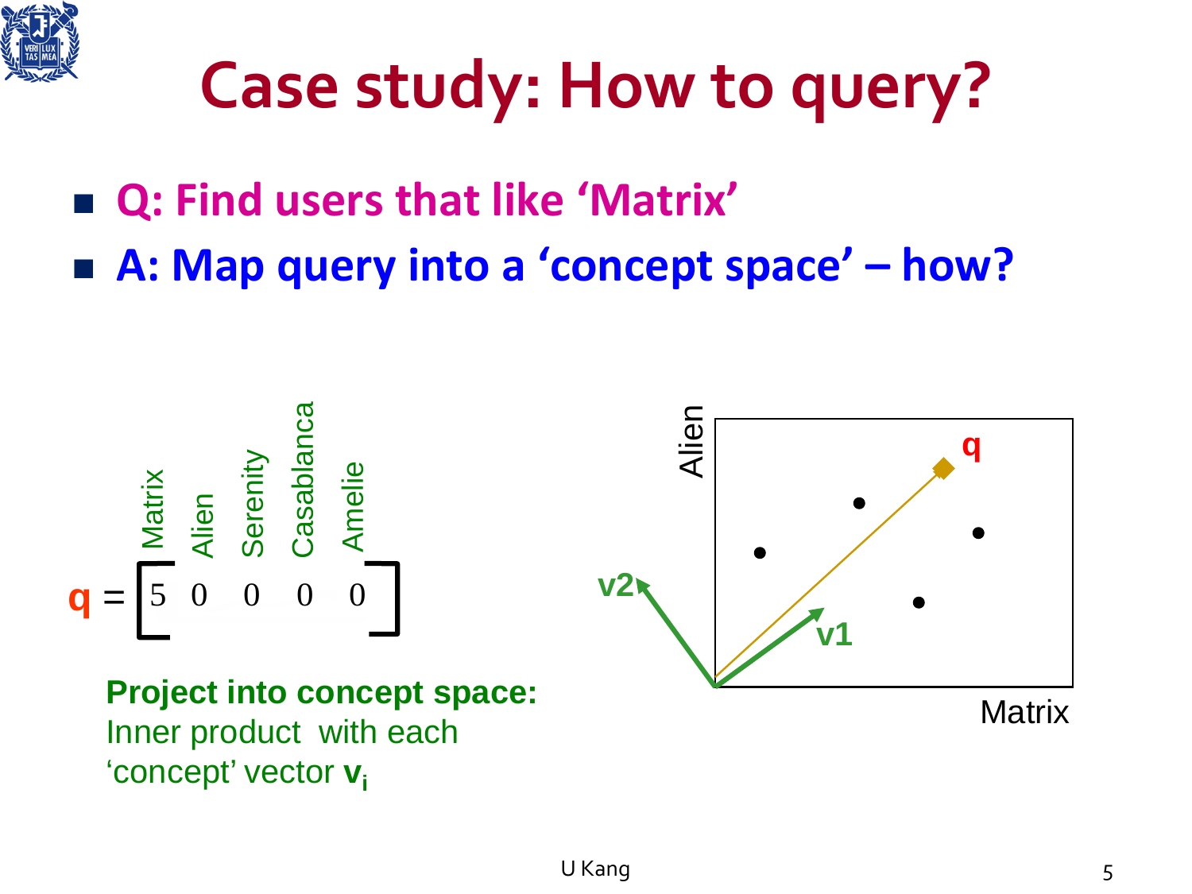# Case study: How to query?

- **Q: Find users that like 'Matrix'**
- **A: Map query into a 'concept space' – how?**

| | Matrix | Alien | Serenity | Casablanca | Amelie |
|---|---|---|---|---|---|
| **q** = | 5 | 0 | 0 | 0 | 0 |

**Project into concept space:**
Inner product with each 'concept' vector $\mathbf{v_i}$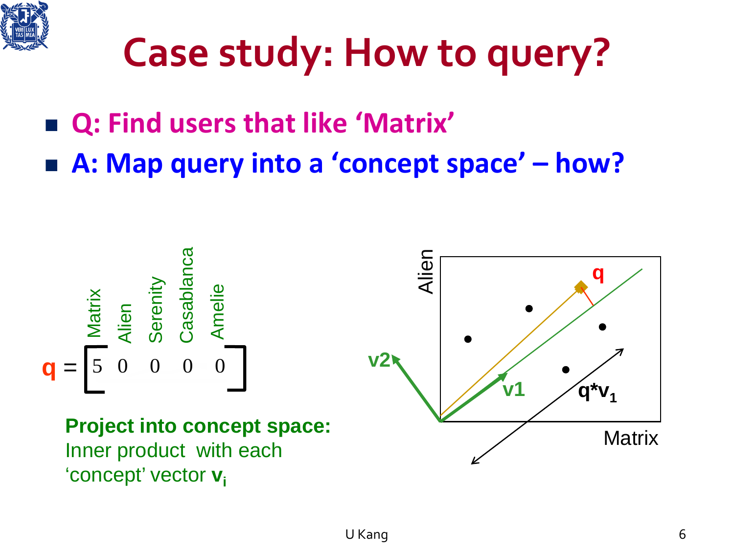# Case study: How to query?

- **Q: Find users that like 'Matrix'**
- **A: Map query into a 'concept space' – how?**

| | Matrix | Alien | Serenity | Casablanca | Amelie |
|---|---|---|---|---|---|
| **q** = | 5 | 0 | 0 | 0 | 0 |

**Project into concept space:**
Inner product with each 'concept' vector $\mathbf{v}_i$

Alien

q

v2

v1

$q*v_1$

Matrix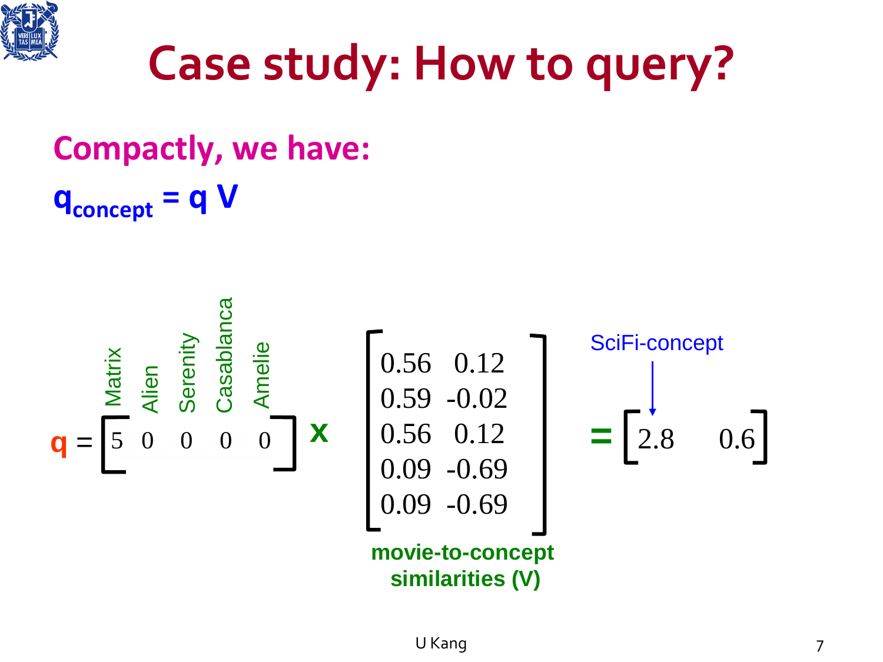# Case study: How to query?

## Compactly, we have:

$\mathbf{q}_{concept} = \mathbf{q}\ \mathbf{V}$

$$
\mathbf{q} = \begin{bmatrix} 5 & 0 & 0 & 0 & 0 \end{bmatrix} \times \begin{bmatrix} 0.56 & 0.12 \\ 0.59 & -0.02 \\ 0.56 & 0.12 \\ 0.09 & -0.69 \\ 0.09 & -0.69 \end{bmatrix} = \begin{bmatrix} 2.8 & 0.6 \end{bmatrix}
$$

Columns of q: Matrix, Alien, Serenity, Casablanca, Amelie

Matrix: movie-to-concept similarities (V)

2.8: SciFi-concept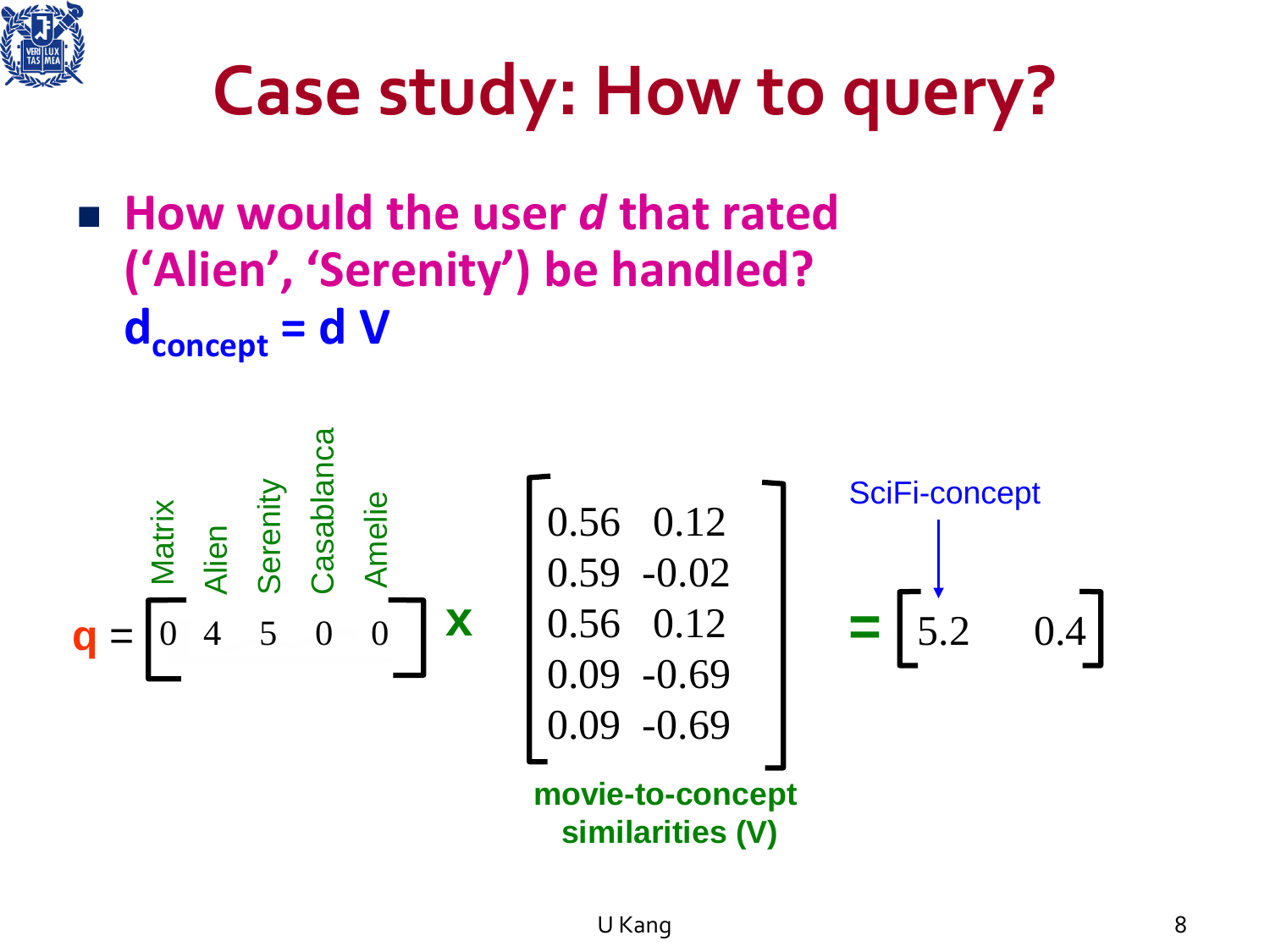# Case study: How to query?

- **How would the user *d* that rated ('Alien', 'Serenity') be handled?**
  **$d_{concept}$ = d V**

Column labels: Matrix, Alien, Serenity, Casablanca, Amelie

$$
\mathbf{q} = \begin{bmatrix} 0 & 4 & 5 & 0 & 0 \end{bmatrix} \times \begin{bmatrix} 0.56 & 0.12 \\ 0.59 & -0.02 \\ 0.56 & 0.12 \\ 0.09 & -0.69 \\ 0.09 & -0.69 \end{bmatrix} = \begin{bmatrix} 5.2 & 0.4 \end{bmatrix}
$$

movie-to-concept similarities (V)

SciFi-concept (points to 5.2)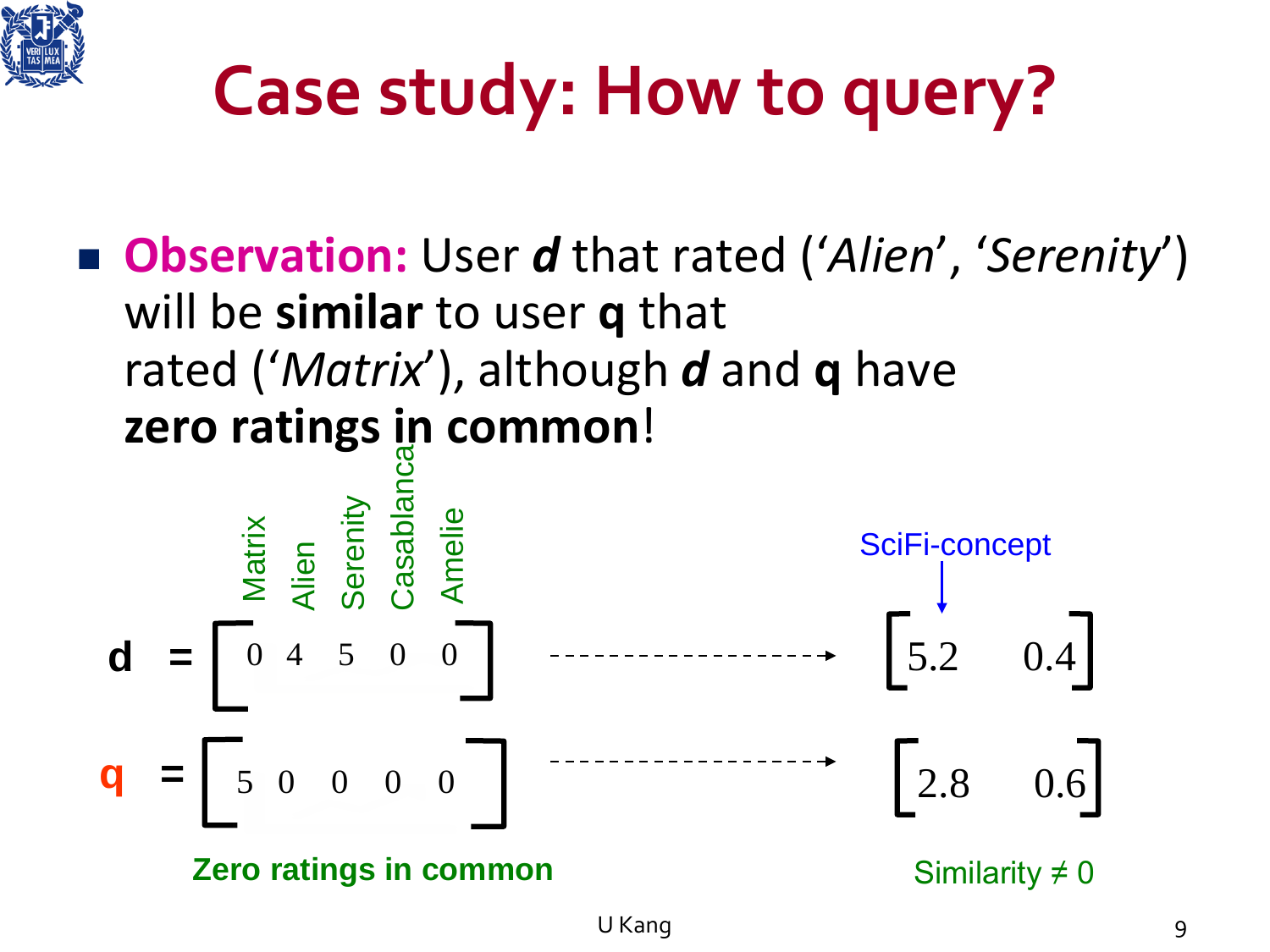# Case study: How to query?

- **Observation:** User ***d*** that rated (‘*Alien*’, ‘*Serenity*’) will be **similar** to user **q** that rated (‘*Matrix*’), although ***d*** and **q** have **zero ratings in common**!

| | Matrix | Alien | Serenity | Casablanca | Amelie |
|---|---|---|---|---|---|
| **d** = | 0 | 4 | 5 | 0 | 0 |
| **q** = | 5 | 0 | 0 | 0 | 0 |

Zero ratings in common

SciFi-concept

**d** → $\begin{bmatrix} 5.2 & 0.4 \end{bmatrix}$

**q** → $\begin{bmatrix} 2.8 & 0.6 \end{bmatrix}$

Similarity ≠ 0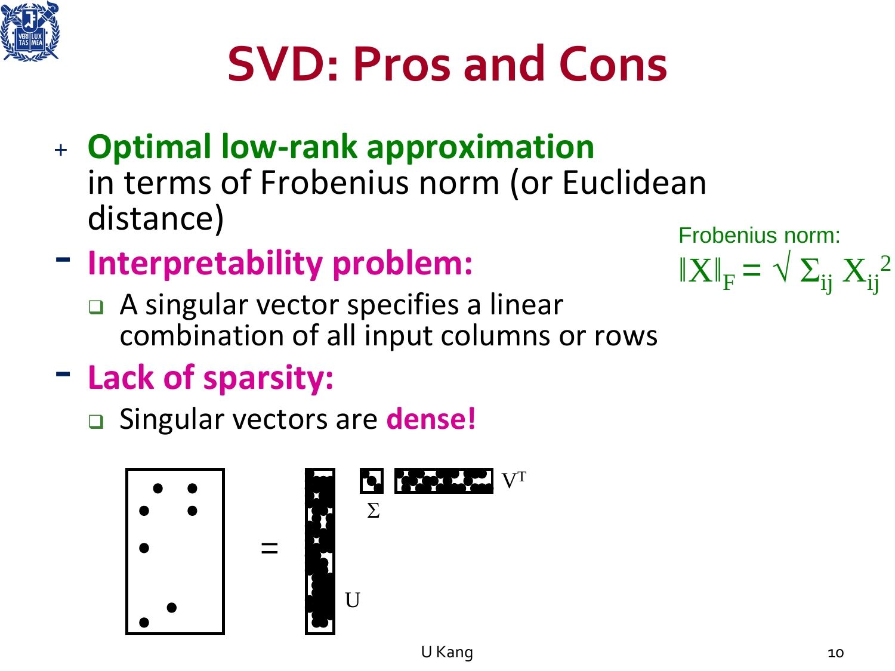# SVD: Pros and Cons

+ **Optimal low-rank approximation** in terms of Frobenius norm (or Euclidean distance)

- **Interpretability problem:**
  - A singular vector specifies a linear combination of all input columns or rows

- **Lack of sparsity:**
  - Singular vectors are **dense!**

Frobenius norm:

$$\|X\|_F = \sqrt{\Sigma_{ij} X_{ij}^2}$$

= U Σ $V^T$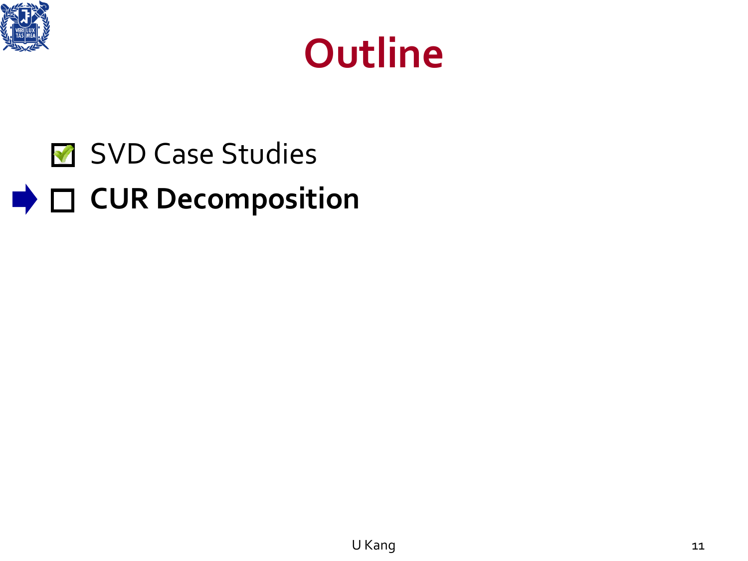# Outline

- [x] SVD Case Studies
- [ ] **CUR Decomposition**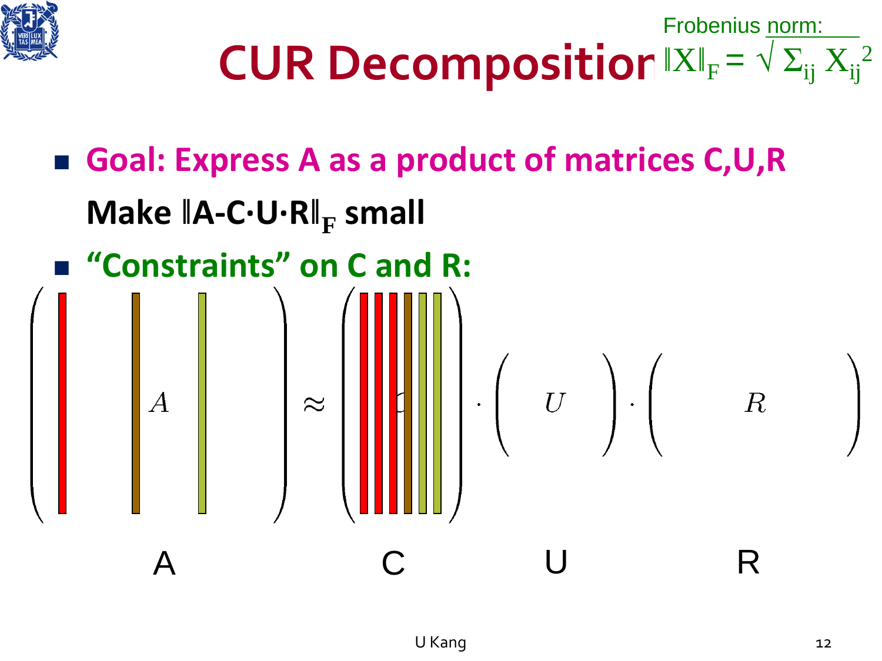# CUR Decomposition

Frobenius norm: $\|X\|_F = \sqrt{\sum_{ij} X_{ij}^2}$

- **Goal: Express A as a product of matrices C,U,R**

  **Make $\|A - C \cdot U \cdot R\|_F$ small**

- **"Constraints" on C and R:**

$$A \approx C \cdot U \cdot R$$

A C U R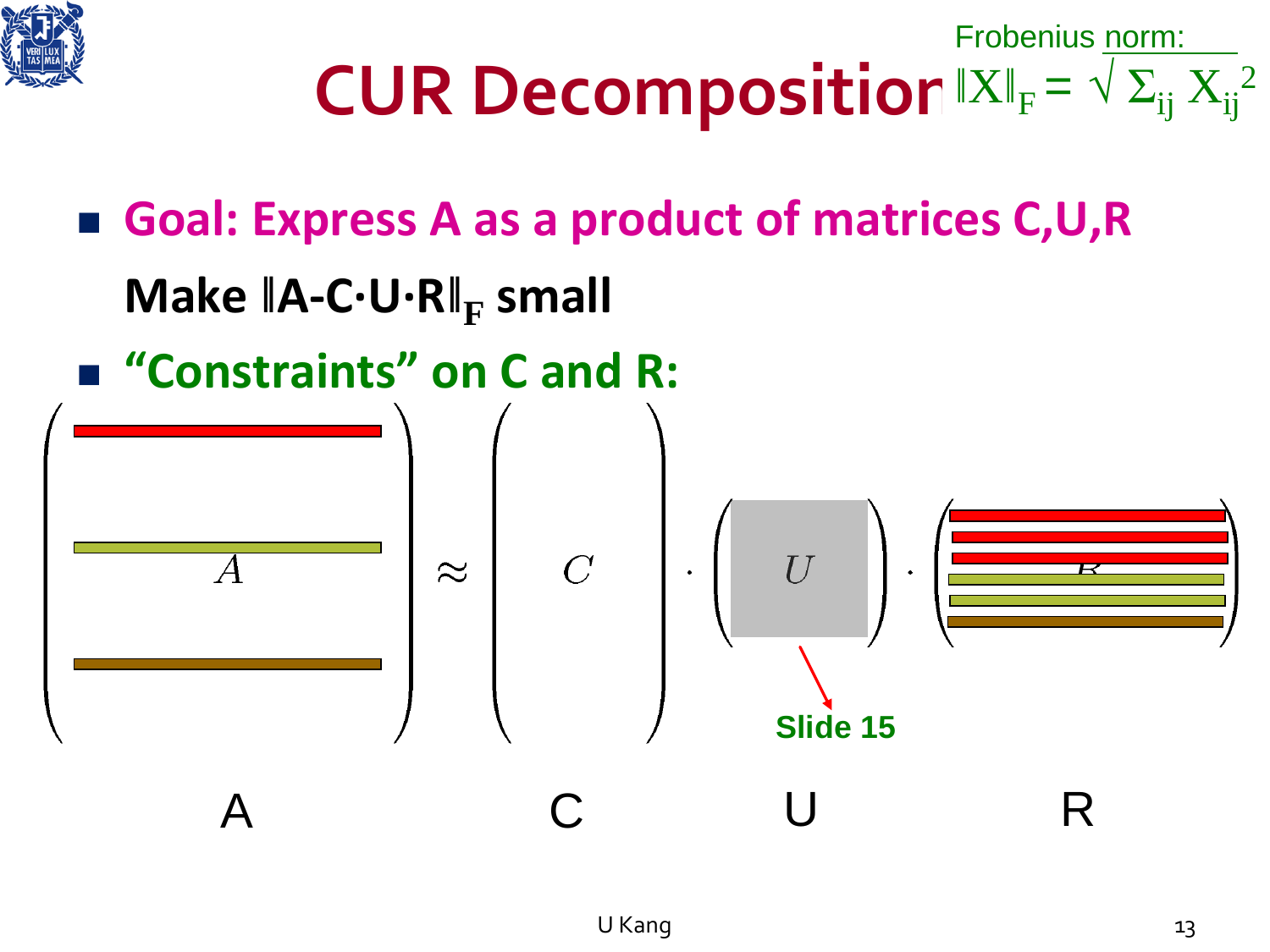# CUR Decomposition

Frobenius norm: $\|X\|_F = \sqrt{\sum_{ij} X_{ij}^2}$

- **Goal: Express A as a product of matrices C,U,R**

  **Make $\|A - C \cdot U \cdot R\|_F$ small**

- **"Constraints" on C and R:**

$$A \approx C \cdot U \cdot R$$

Slide 15

A C U R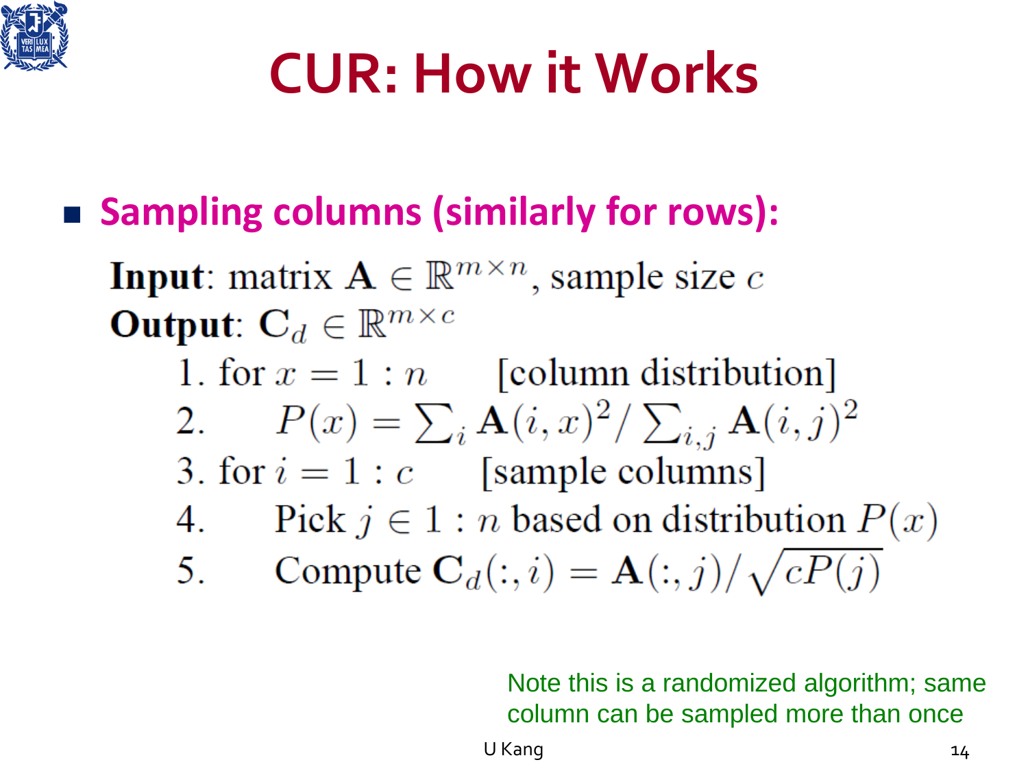# CUR: How it Works

- **Sampling columns (similarly for rows):**

**Input**: matrix $\mathbf{A} \in \mathbb{R}^{m \times n}$, sample size $c$

**Output**: $\mathbf{C}_d \in \mathbb{R}^{m \times c}$

1. for $x = 1 : n$ [column distribution]
2. $\quad P(x) = \sum_i \mathbf{A}(i, x)^2 / \sum_{i,j} \mathbf{A}(i, j)^2$
3. for $i = 1 : c$ [sample columns]
4. $\quad$ Pick $j \in 1 : n$ based on distribution $P(x)$
5. $\quad$ Compute $\mathbf{C}_d(:, i) = \mathbf{A}(:, j) / \sqrt{cP(j)}$

Note this is a randomized algorithm; same column can be sampled more than once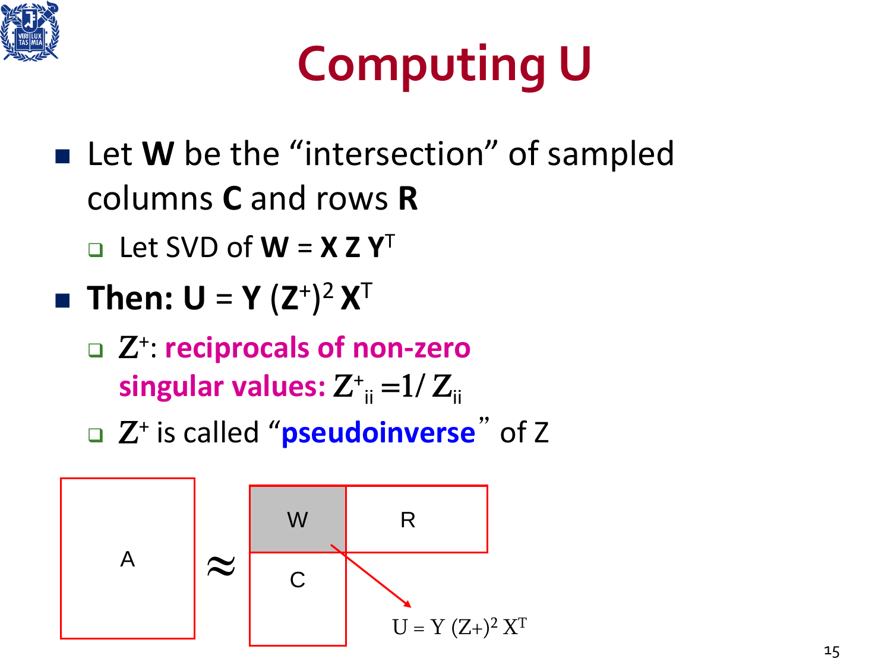# Computing U

- Let **W** be the "intersection" of sampled columns **C** and rows **R**
  - Let SVD of **W** = **X Z Y**$^T$
- **Then: U** = **Y** $(\mathbf{Z}^+)^2$ **X**$^T$
  - $Z^+$: **reciprocals of non-zero singular values:** $Z^+_{ii} = 1/Z_{ii}$
  - $Z^+$ is called "**pseudoinverse**" of Z

A ≈ W R / C

$U = Y (Z+)^2 X^T$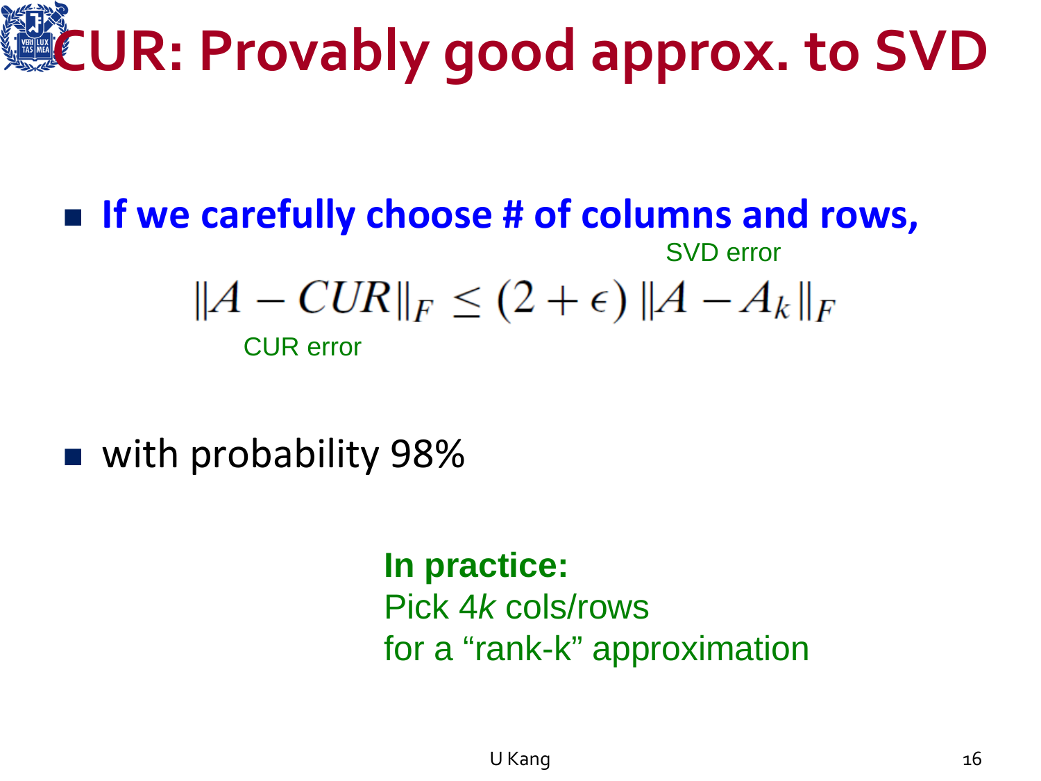# CUR: Provably good approx. to SVD

- **If we carefully choose # of columns and rows,**

SVD error

$$\|A - CUR\|_F \leq (2 + \epsilon)\, \|A - A_k\|_F$$

CUR error

- with probability 98%

**In practice:**
Pick 4*k* cols/rows
for a “rank-k” approximation

U Kang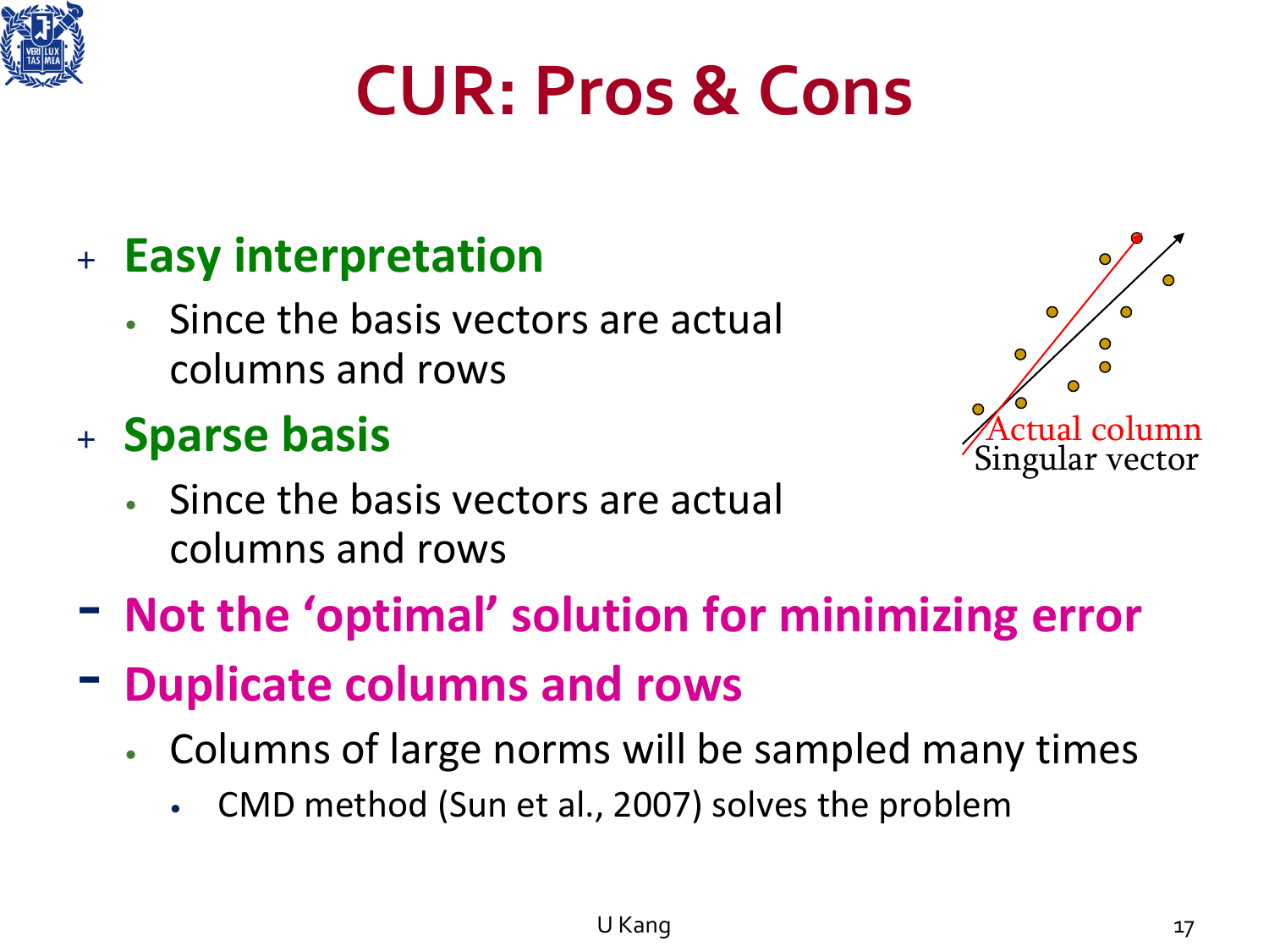# CUR: Pros & Cons

- + **Easy interpretation**
  - Since the basis vectors are actual columns and rows
- + **Sparse basis**
  - Since the basis vectors are actual columns and rows
- − **Not the 'optimal' solution for minimizing error**
- − **Duplicate columns and rows**
  - Columns of large norms will be sampled many times
    - CMD method (Sun et al., 2007) solves the problem

Actual column
Singular vector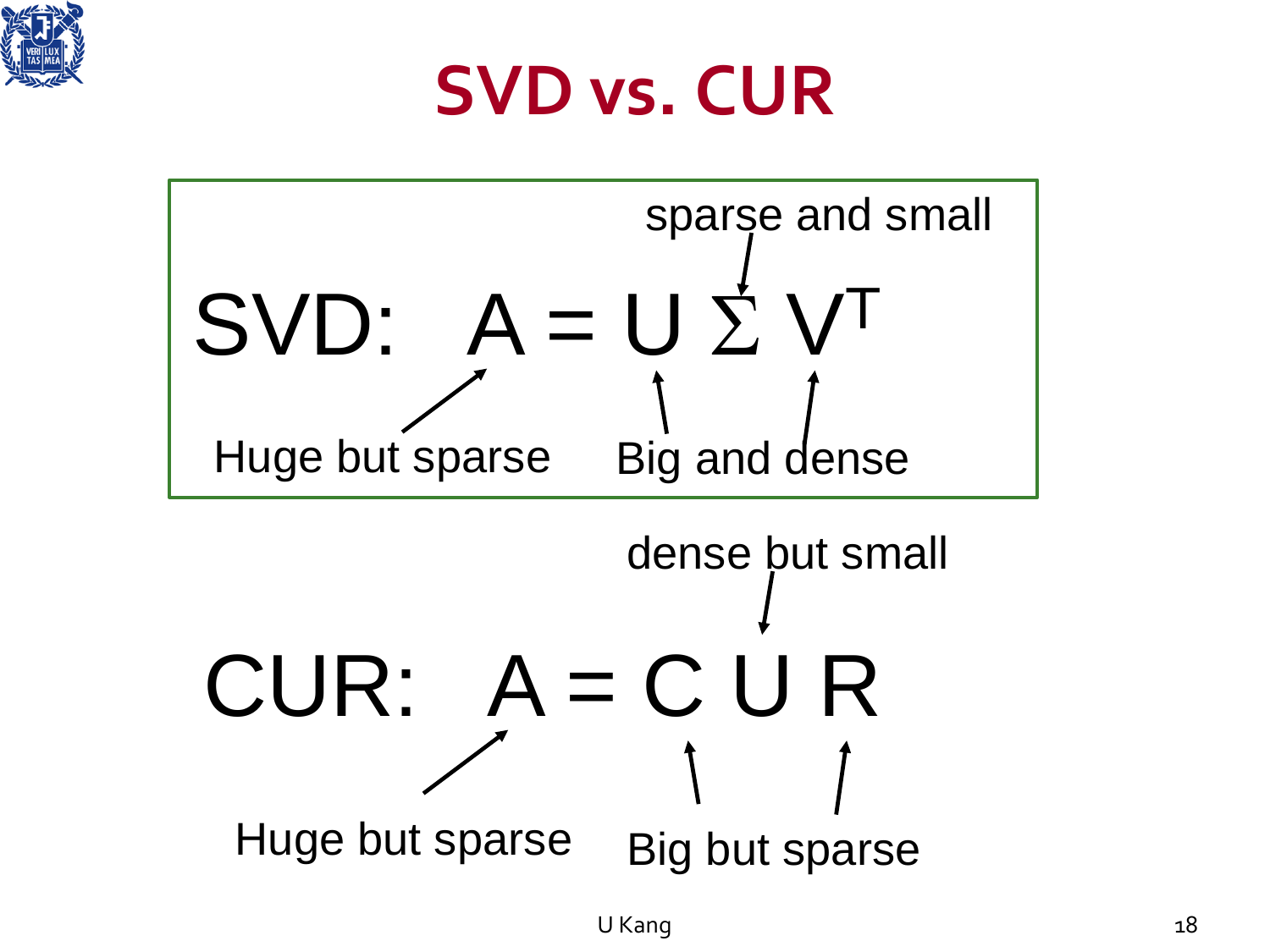# SVD vs. CUR

SVD: $A = U \Sigma V^T$

- $A$: Huge but sparse
- $U$, $V^T$: Big and dense
- $\Sigma$: sparse and small

CUR: $A = C U R$

- $A$: Huge but sparse
- $C$, $R$: Big but sparse
- $U$: dense but small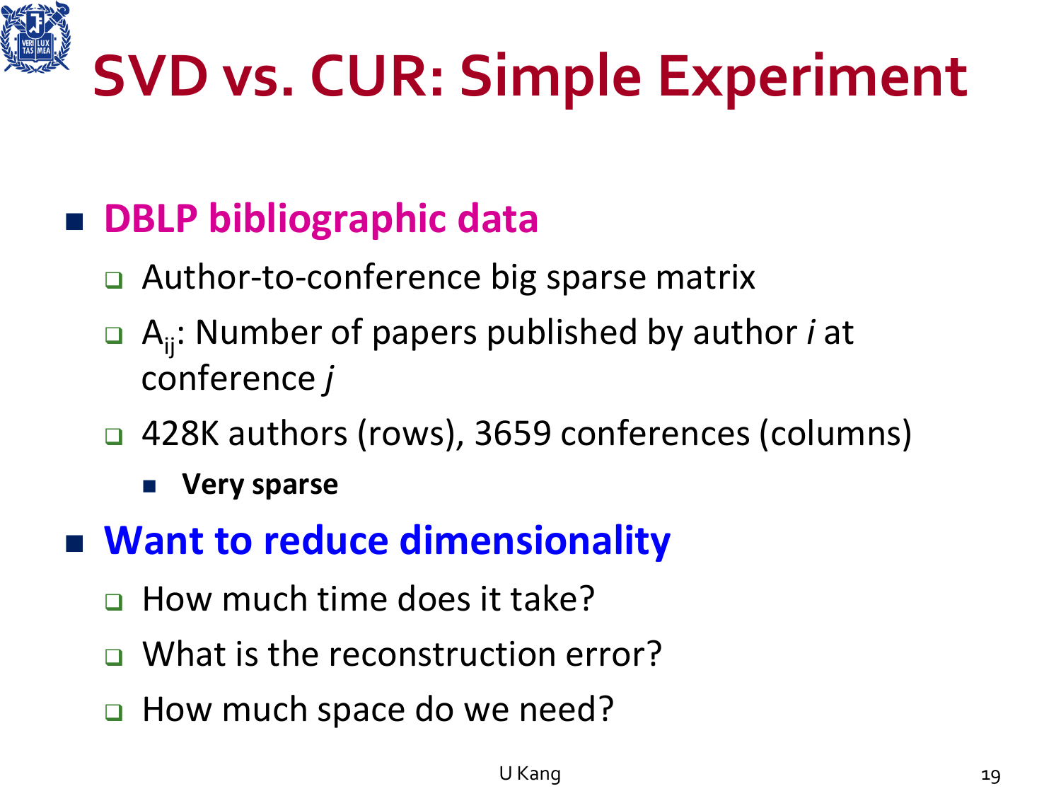# SVD vs. CUR: Simple Experiment

- **DBLP bibliographic data**
  - Author-to-conference big sparse matrix
  - $A_{ij}$: Number of papers published by author *i* at conference *j*
  - 428K authors (rows), 3659 conferences (columns)
    - **Very sparse**
- **Want to reduce dimensionality**
  - How much time does it take?
  - What is the reconstruction error?
  - How much space do we need?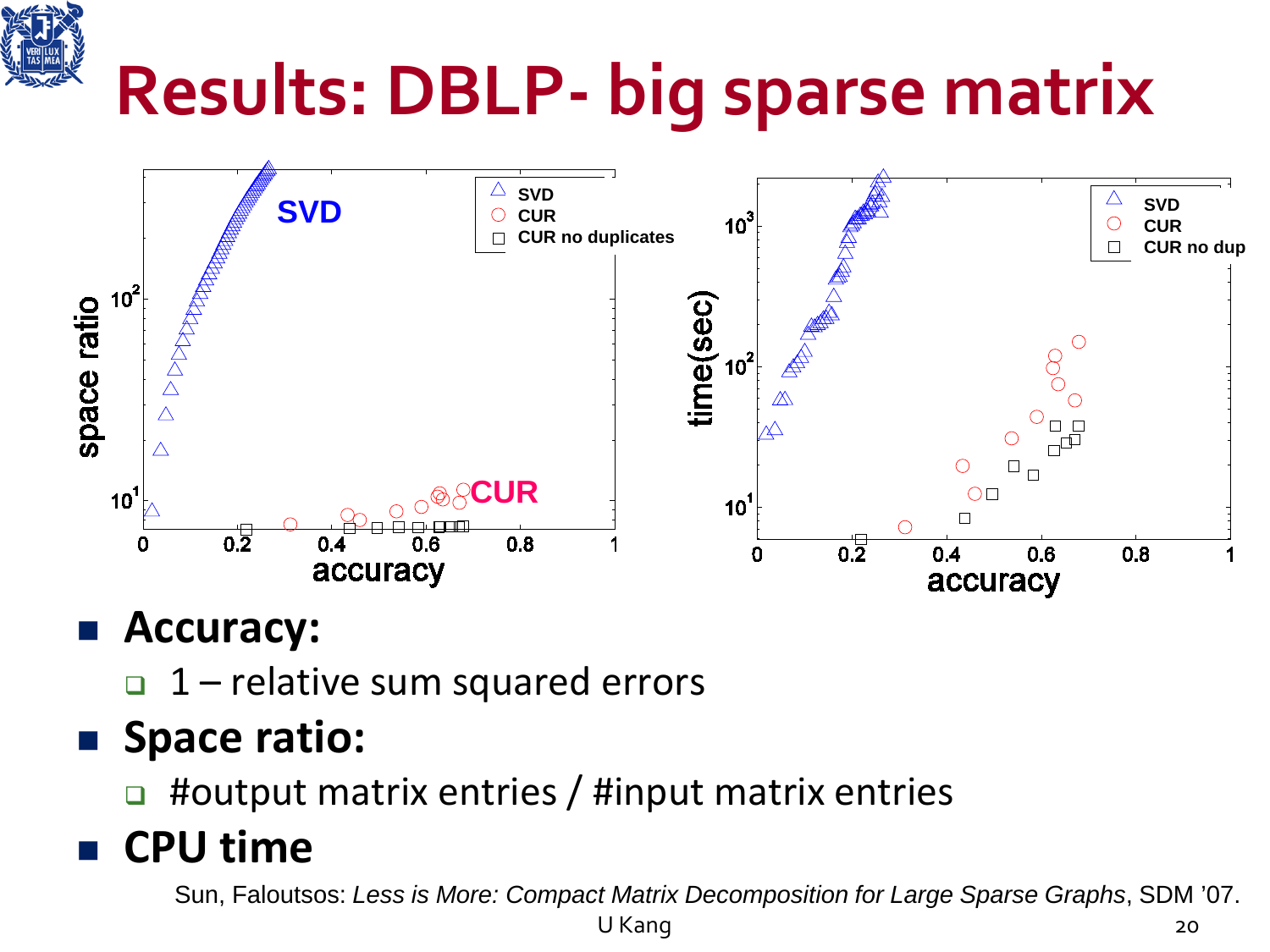# Results: DBLP- big sparse matrix

- **Accuracy:**
  - 1 – relative sum squared errors
- **Space ratio:**
  - #output matrix entries / #input matrix entries
- **CPU time**

Sun, Faloutsos: *Less is More: Compact Matrix Decomposition for Large Sparse Graphs*, SDM '07.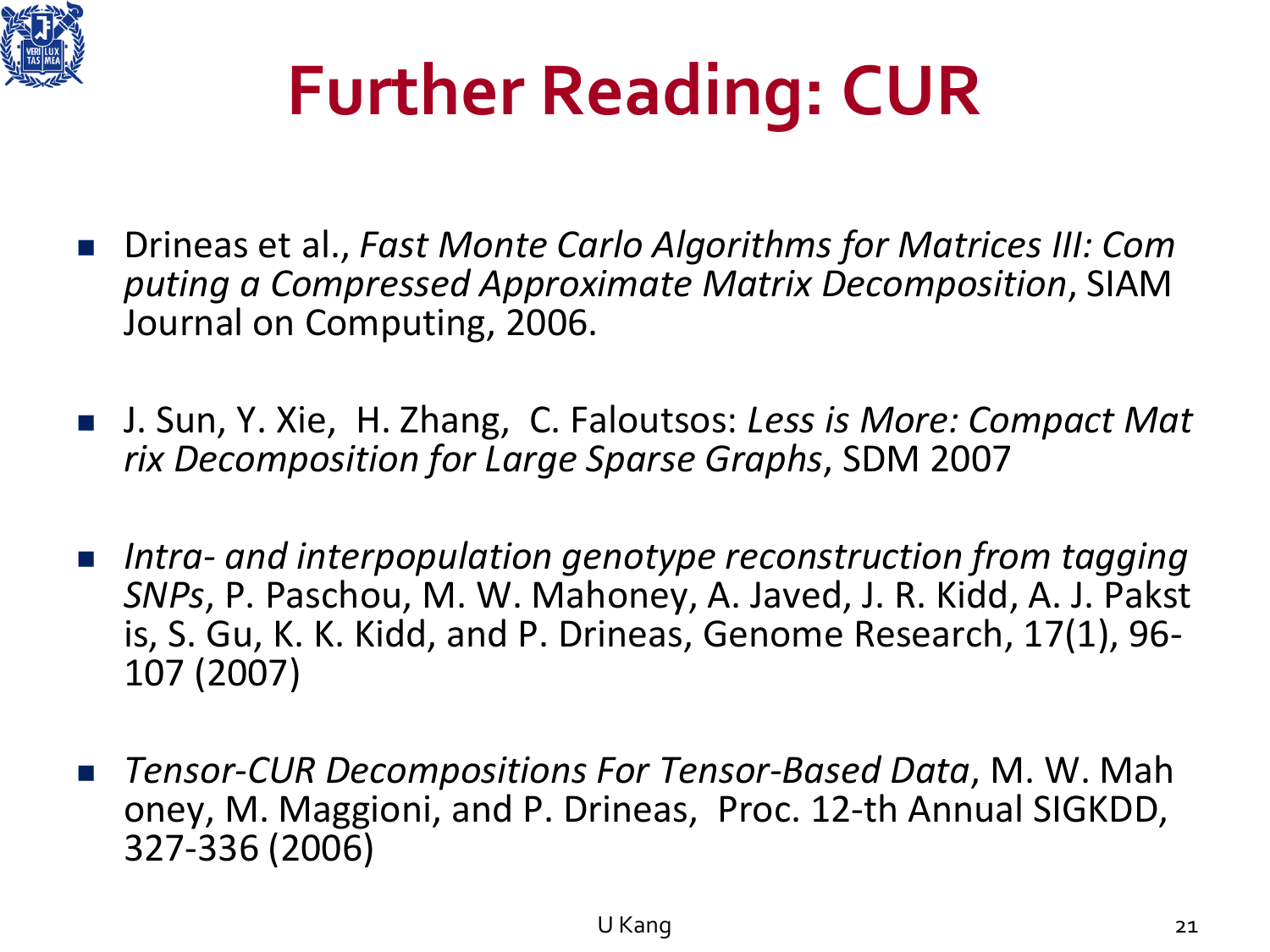# Further Reading: CUR

- Drineas et al., *Fast Monte Carlo Algorithms for Matrices III: Computing a Compressed Approximate Matrix Decomposition*, SIAM Journal on Computing, 2006.

- J. Sun, Y. Xie, H. Zhang, C. Faloutsos: *Less is More: Compact Matrix Decomposition for Large Sparse Graphs*, SDM 2007

- *Intra- and interpopulation genotype reconstruction from tagging SNPs*, P. Paschou, M. W. Mahoney, A. Javed, J. R. Kidd, A. J. Pakstis, S. Gu, K. K. Kidd, and P. Drineas, Genome Research, 17(1), 96-107 (2007)

- *Tensor-CUR Decompositions For Tensor-Based Data*, M. W. Mahoney, M. Maggioni, and P. Drineas, Proc. 12-th Annual SIGKDD, 327-336 (2006)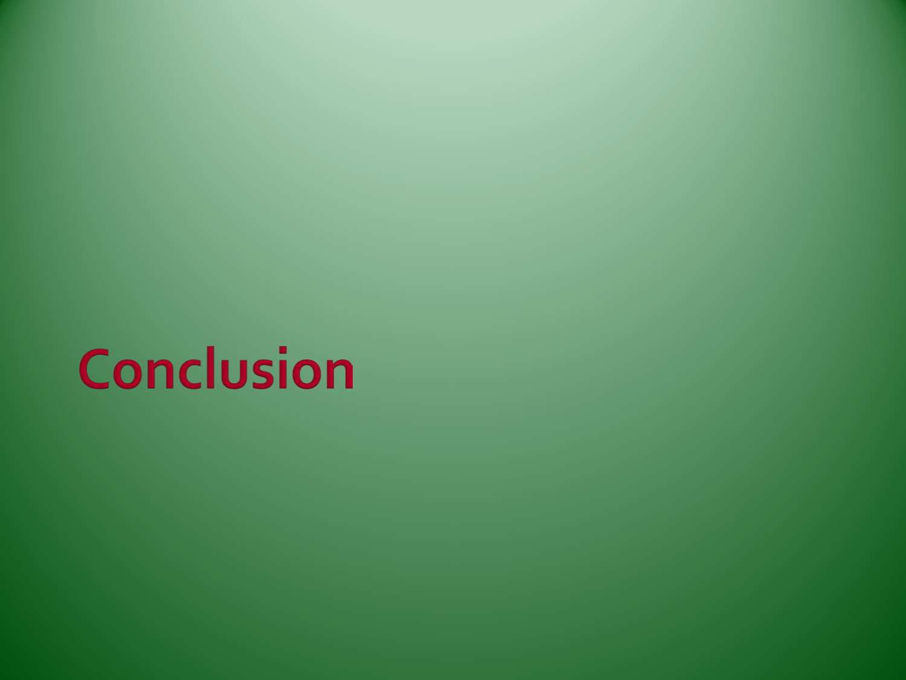# Conclusion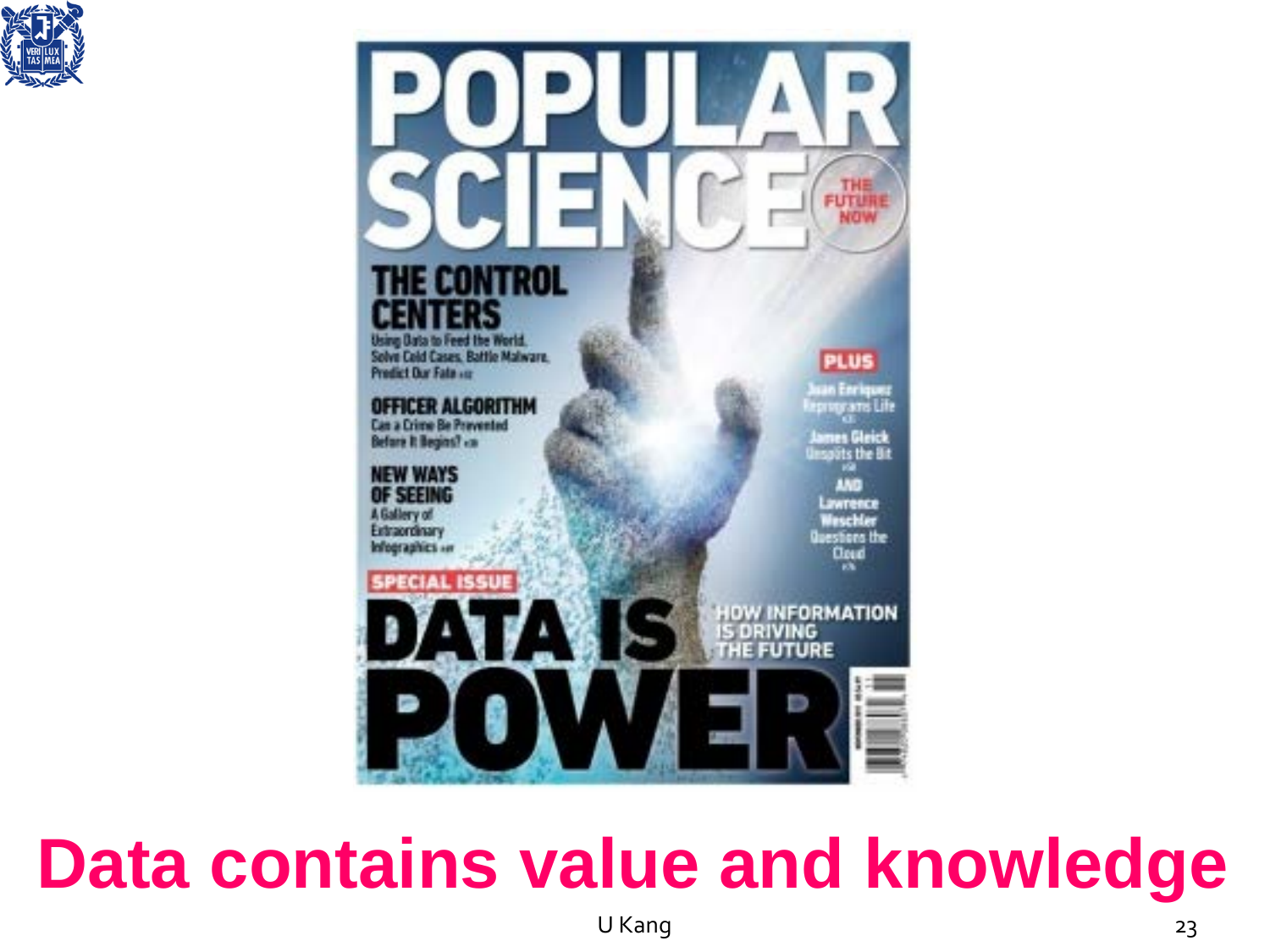# Data contains value and knowledge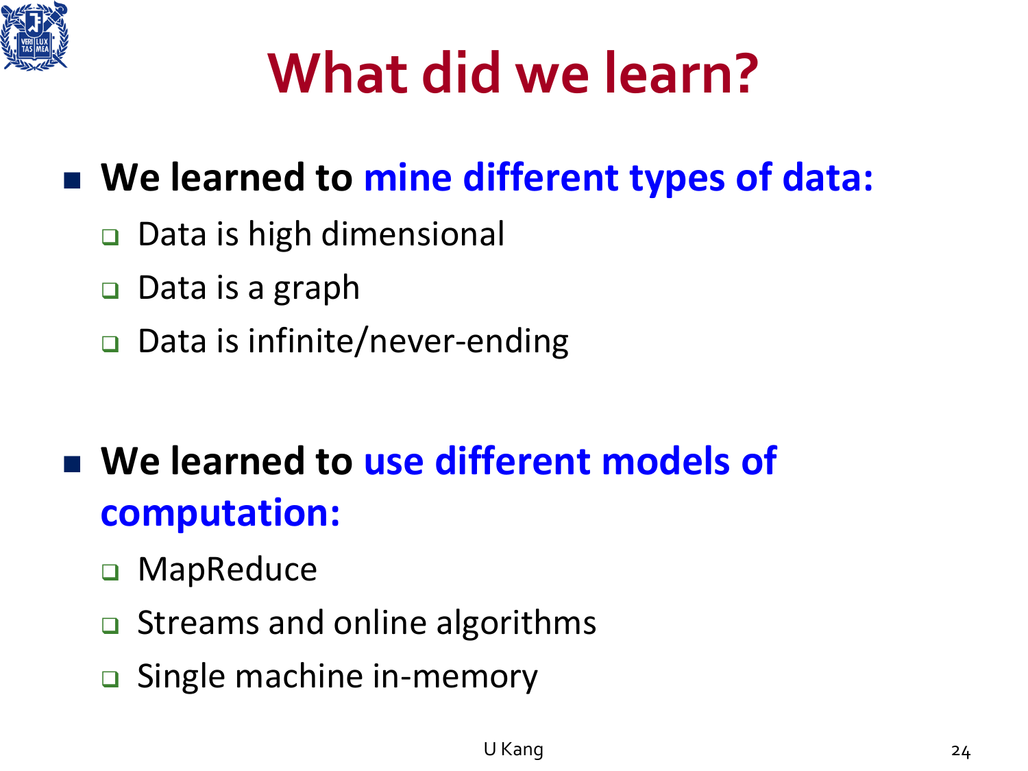# What did we learn?

- **We learned to mine different types of data:**
  - Data is high dimensional
  - Data is a graph
  - Data is infinite/never-ending

- **We learned to use different models of computation:**
  - MapReduce
  - Streams and online algorithms
  - Single machine in-memory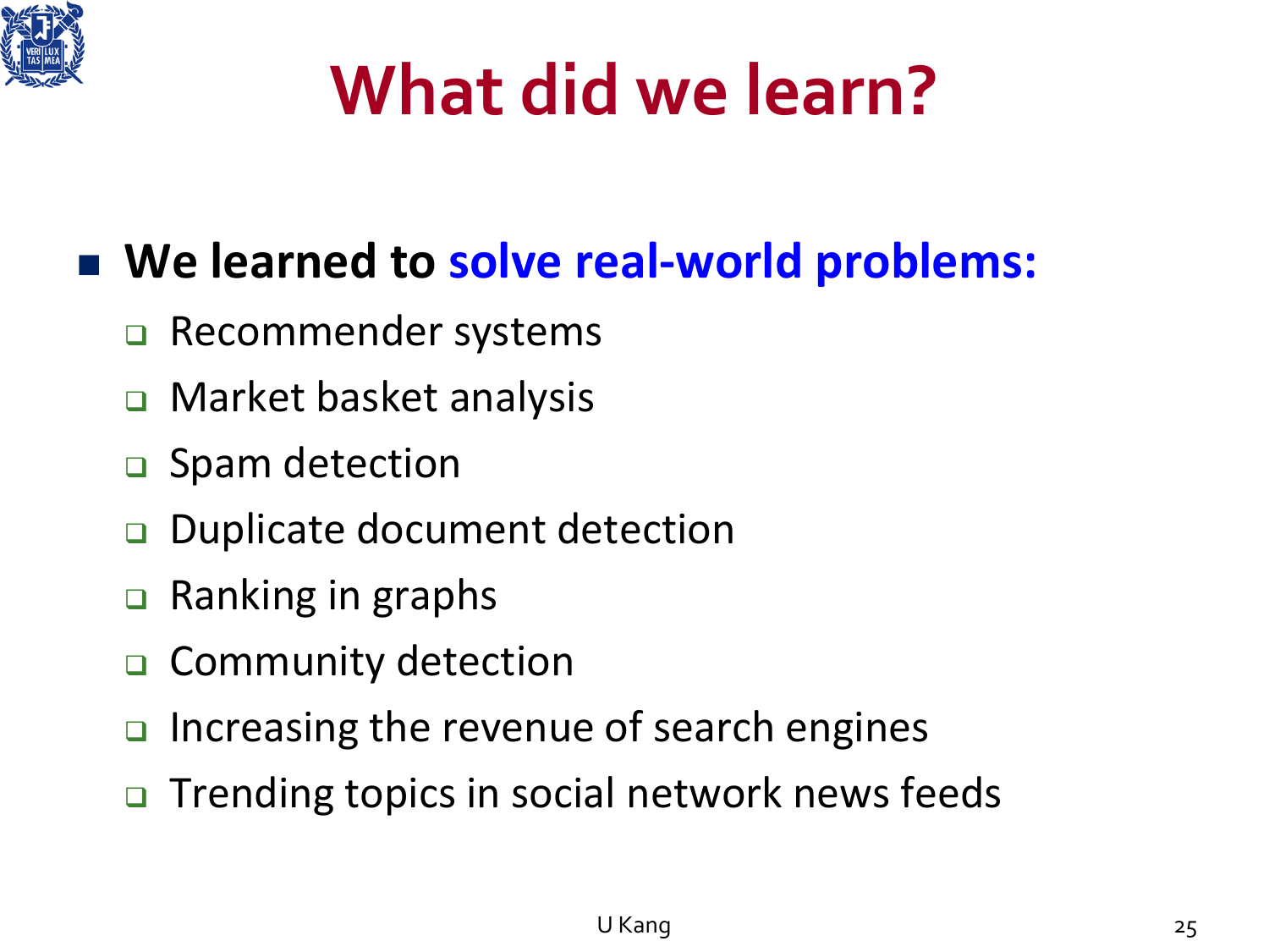# What did we learn?

- **We learned to solve real-world problems:**
  - Recommender systems
  - Market basket analysis
  - Spam detection
  - Duplicate document detection
  - Ranking in graphs
  - Community detection
  - Increasing the revenue of search engines
  - Trending topics in social network news feeds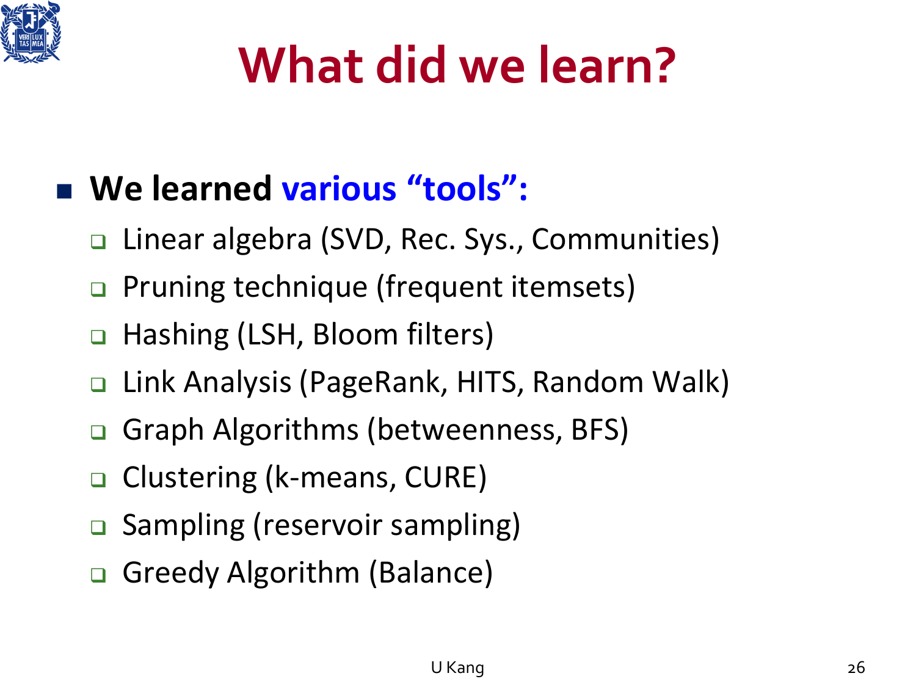# What did we learn?

- **We learned various "tools":**
  - Linear algebra (SVD, Rec. Sys., Communities)
  - Pruning technique (frequent itemsets)
  - Hashing (LSH, Bloom filters)
  - Link Analysis (PageRank, HITS, Random Walk)
  - Graph Algorithms (betweenness, BFS)
  - Clustering (k-means, CURE)
  - Sampling (reservoir sampling)
  - Greedy Algorithm (Balance)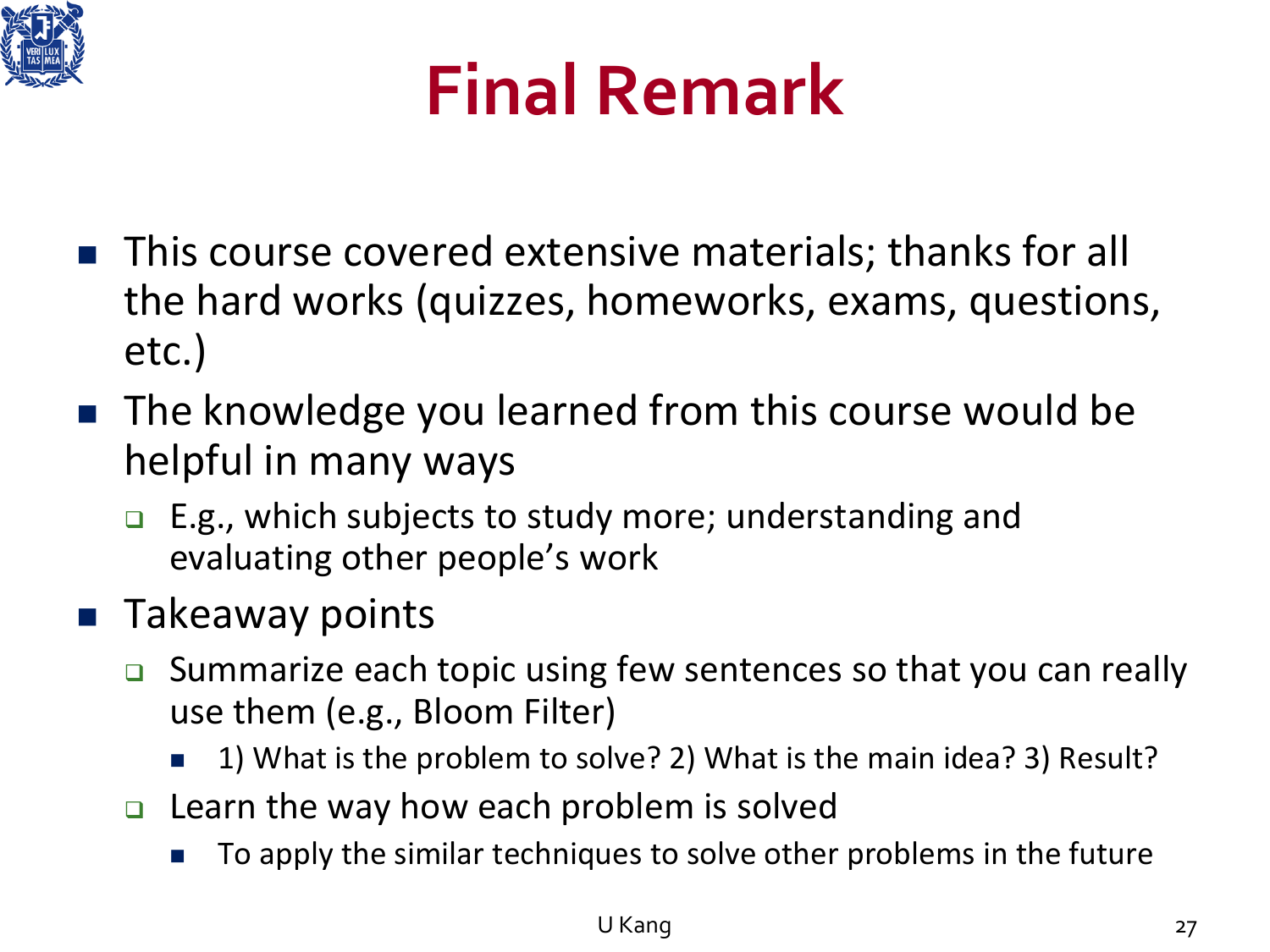# Final Remark

- This course covered extensive materials; thanks for all the hard works (quizzes, homeworks, exams, questions, etc.)
- The knowledge you learned from this course would be helpful in many ways
  - E.g., which subjects to study more; understanding and evaluating other people's work
- Takeaway points
  - Summarize each topic using few sentences so that you can really use them (e.g., Bloom Filter)
    - 1) What is the problem to solve? 2) What is the main idea? 3) Result?
  - Learn the way how each problem is solved
    - To apply the similar techniques to solve other problems in the future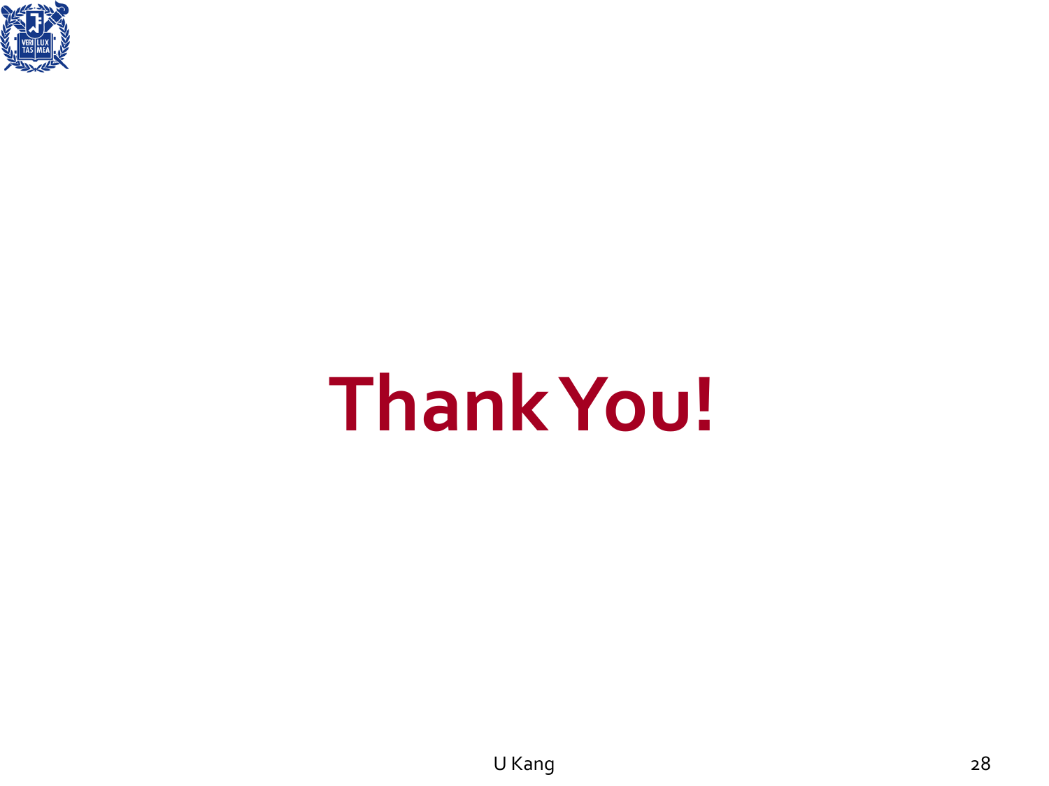# Thank You!